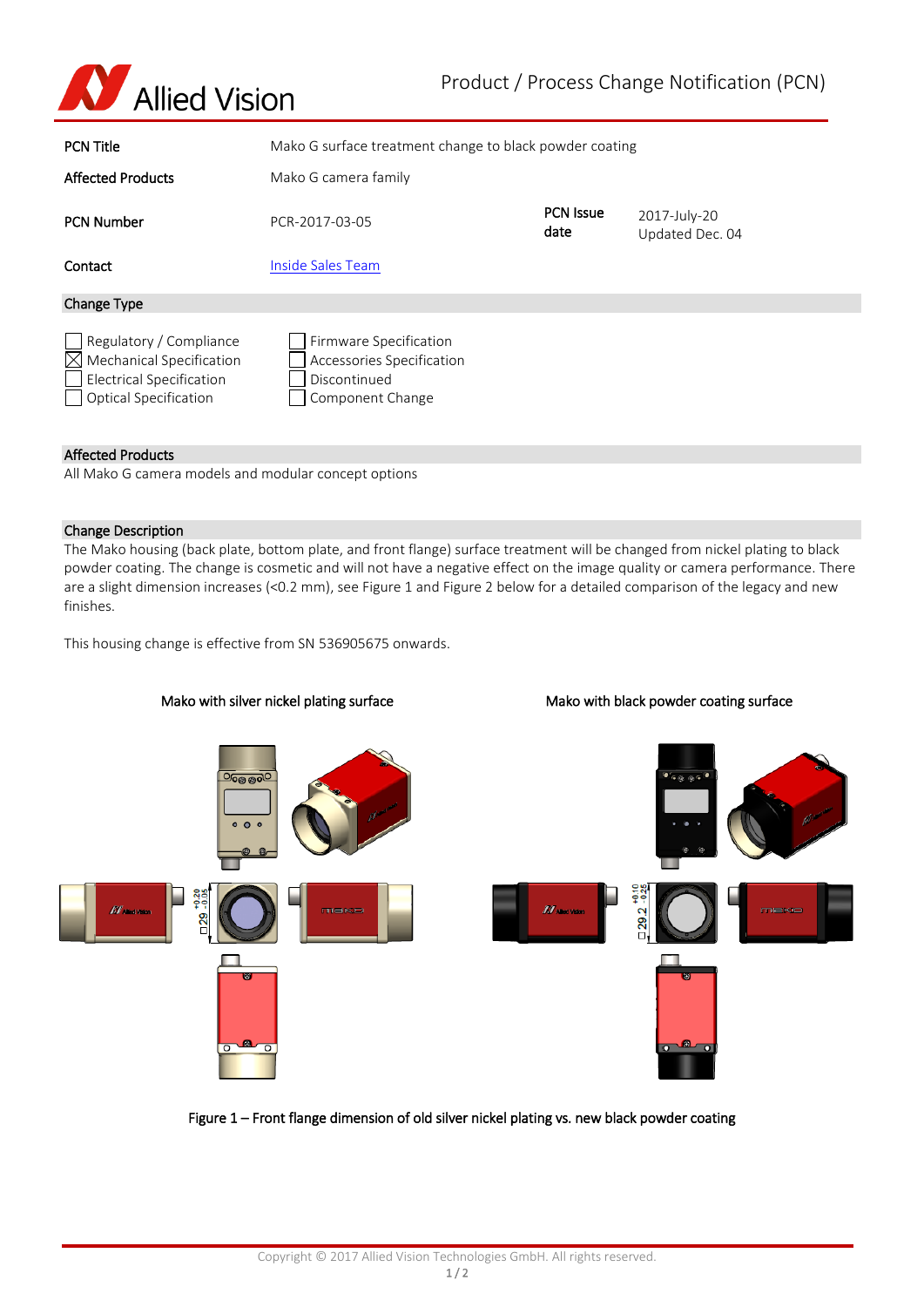# Product / Process Change Notification (PCN)

| | | | |
|---|---|---|---|
| **PCN Title** | Mako G surface treatment change to black powder coating | | |
| **Affected Products** | Mako G camera family | | |
| **PCN Number** | PCR-2017-03-05 | **PCN Issue date** | 2017-July-20 Updated Dec. 04 |
| **Contact** | Inside Sales Team | | |

## Change Type

- [ ] Regulatory / Compliance
- [x] Mechanical Specification
- [ ] Electrical Specification
- [ ] Optical Specification
- [ ] Firmware Specification
- [ ] Accessories Specification
- [ ] Discontinued
- [ ] Component Change

## Affected Products

All Mako G camera models and modular concept options

## Change Description

The Mako housing (back plate, bottom plate, and front flange) surface treatment will be changed from nickel plating to black powder coating. The change is cosmetic and will not have a negative effect on the image quality or camera performance. There are a slight dimension increases (<0.2 mm), see Figure 1 and Figure 2 below for a detailed comparison of the legacy and new finishes.

This housing change is effective from SN 536905675 onwards.

**Mako with silver nickel plating surface**

**Mako with black powder coating surface**

**Figure 1 – Front flange dimension of old silver nickel plating vs. new black powder coating**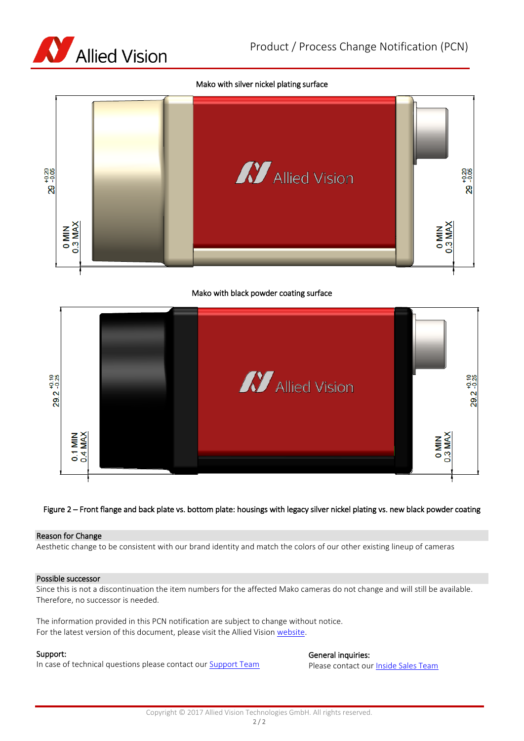Mako with silver nickel plating surface

29 +0.20 -0.05

0 MIN
0.3 MAX

Allied Vision

29 +0.20 -0.05

0 MIN
0.3 MAX

Mako with black powder coating surface

29.2 +0.10 -0.25

0.1 MIN
0.4 MAX

Allied Vision

29.2 +0.10 -0.25

0 MIN
0.3 MAX

Figure 2 – Front flange and back plate vs. bottom plate: housings with legacy silver nickel plating vs. new black powder coating

## Reason for Change

Aesthetic change to be consistent with our brand identity and match the colors of our other existing lineup of cameras

## Possible successor

Since this is not a discontinuation the item numbers for the affected Mako cameras do not change and will still be available. Therefore, no successor is needed.

The information provided in this PCN notification are subject to change without notice.
For the latest version of this document, please visit the Allied Vision website.

**Support:**
In case of technical questions please contact our Support Team

**General inquiries:**
Please contact our Inside Sales Team

Copyright © 2017 Allied Vision Technologies GmbH. All rights reserved.